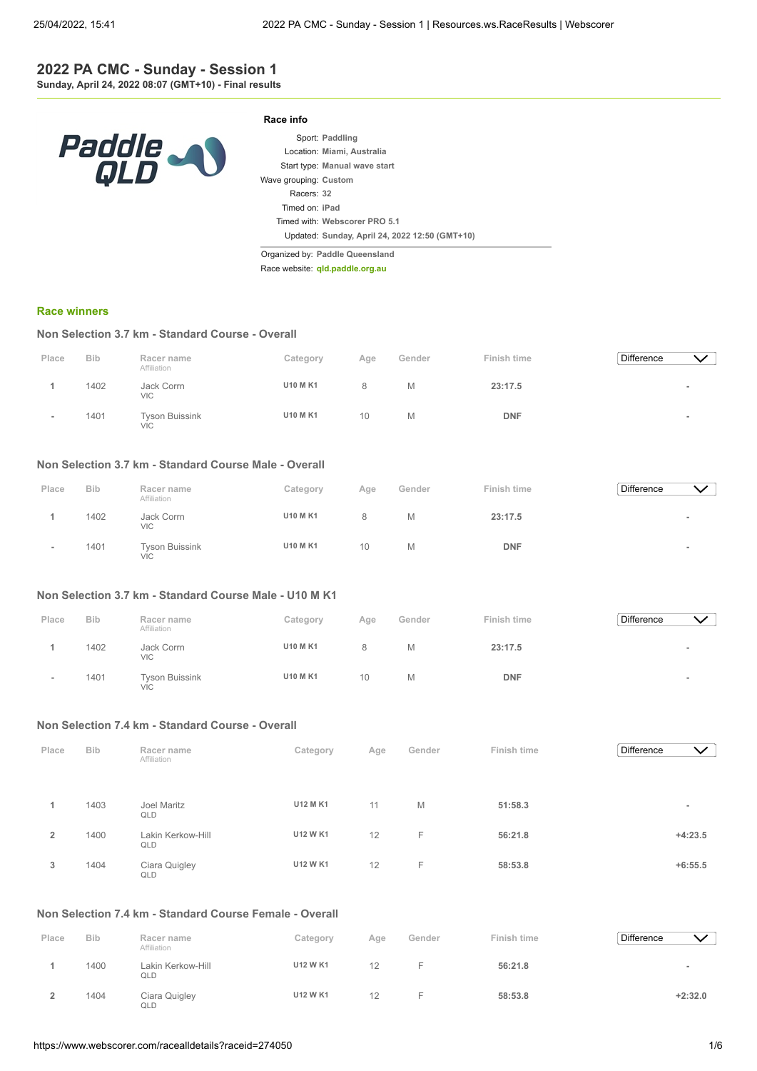# 2022 PA CMC - Sunday - Session 1

**Sunday, April 24, 2022 08:07 (GMT+10) - Final results**

**Race info**

Sport: **Paddling**
Location: **Miami, Australia**
Start type: **Manual wave start**
Wave grouping: **Custom**
Racers: **32**
Timed on: **iPad**
Timed with: **Webscorer PRO 5.1**
Updated: **Sunday, April 24, 2022 12:50 (GMT+10)**

Organized by: **Paddle Queensland**
Race website: **qld.paddle.org.au**

## Race winners

### Non Selection 3.7 km - Standard Course - Overall

| Place | Bib | Racer name / Affiliation | Category | Age | Gender | Finish time | Difference |
|---|---|---|---|---|---|---|---|
| 1 | 1402 | Jack Corrn<br>VIC | U10 M K1 | 8 | M | 23:17.5 | - |
| - | 1401 | Tyson Buissink<br>VIC | U10 M K1 | 10 | M | DNF | - |

### Non Selection 3.7 km - Standard Course Male - Overall

| Place | Bib | Racer name / Affiliation | Category | Age | Gender | Finish time | Difference |
|---|---|---|---|---|---|---|---|
| 1 | 1402 | Jack Corrn<br>VIC | U10 M K1 | 8 | M | 23:17.5 | - |
| - | 1401 | Tyson Buissink<br>VIC | U10 M K1 | 10 | M | DNF | - |

### Non Selection 3.7 km - Standard Course Male - U10 M K1

| Place | Bib | Racer name / Affiliation | Category | Age | Gender | Finish time | Difference |
|---|---|---|---|---|---|---|---|
| 1 | 1402 | Jack Corrn<br>VIC | U10 M K1 | 8 | M | 23:17.5 | - |
| - | 1401 | Tyson Buissink<br>VIC | U10 M K1 | 10 | M | DNF | - |

### Non Selection 7.4 km - Standard Course - Overall

| Place | Bib | Racer name / Affiliation | Category | Age | Gender | Finish time | Difference |
|---|---|---|---|---|---|---|---|
| 1 | 1403 | Joel Maritz<br>QLD | U12 M K1 | 11 | M | 51:58.3 | - |
| 2 | 1400 | Lakin Kerkow-Hill<br>QLD | U12 W K1 | 12 | F | 56:21.8 | +4:23.5 |
| 3 | 1404 | Ciara Quigley<br>QLD | U12 W K1 | 12 | F | 58:53.8 | +6:55.5 |

### Non Selection 7.4 km - Standard Course Female - Overall

| Place | Bib | Racer name / Affiliation | Category | Age | Gender | Finish time | Difference |
|---|---|---|---|---|---|---|---|
| 1 | 1400 | Lakin Kerkow-Hill<br>QLD | U12 W K1 | 12 | F | 56:21.8 | - |
| 2 | 1404 | Ciara Quigley<br>QLD | U12 W K1 | 12 | F | 58:53.8 | +2:32.0 |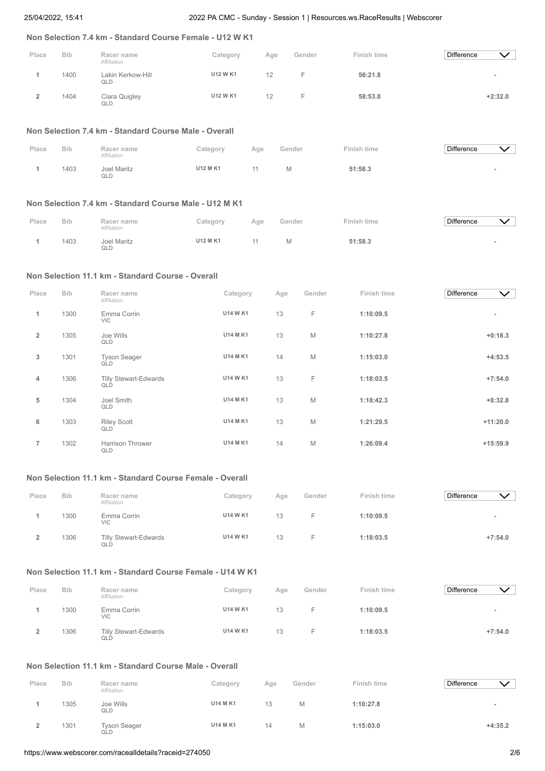### Non Selection 7.4 km - Standard Course Female - U12 W K1

| Place | Bib | Racer name<br>Affiliation | Category | Age | Gender | Finish time | Difference |
|---|---|---|---|---|---|---|---|
| 1 | 1400 | Lakin Kerkow-Hill<br>QLD | U12 W K1 | 12 | F | 56:21.8 | - |
| 2 | 1404 | Ciara Quigley<br>QLD | U12 W K1 | 12 | F | 58:53.8 | +2:32.0 |

### Non Selection 7.4 km - Standard Course Male - Overall

| Place | Bib | Racer name<br>Affiliation | Category | Age | Gender | Finish time | Difference |
|---|---|---|---|---|---|---|---|
| 1 | 1403 | Joel Maritz<br>QLD | U12 M K1 | 11 | M | 51:58.3 | - |

### Non Selection 7.4 km - Standard Course Male - U12 M K1

| Place | Bib | Racer name<br>Affiliation | Category | Age | Gender | Finish time | Difference |
|---|---|---|---|---|---|---|---|
| 1 | 1403 | Joel Maritz<br>QLD | U12 M K1 | 11 | M | 51:58.3 | - |

### Non Selection 11.1 km - Standard Course - Overall

| Place | Bib | Racer name<br>Affiliation | Category | Age | Gender | Finish time | Difference |
|---|---|---|---|---|---|---|---|
| 1 | 1300 | Emma Corrin<br>VIC | U14 W K1 | 13 | F | 1:10:09.5 | - |
| 2 | 1305 | Joe Wills<br>QLD | U14 M K1 | 13 | M | 1:10:27.8 | +0:18.3 |
| 3 | 1301 | Tyson Seager<br>QLD | U14 M K1 | 14 | M | 1:15:03.0 | +4:53.5 |
| 4 | 1306 | Tilly Stewart-Edwards<br>QLD | U14 W K1 | 13 | F | 1:18:03.5 | +7:54.0 |
| 5 | 1304 | Joel Smith<br>QLD | U14 M K1 | 13 | M | 1:18:42.3 | +8:32.8 |
| 6 | 1303 | Riley Scott<br>QLD | U14 M K1 | 13 | M | 1:21:29.5 | +11:20.0 |
| 7 | 1302 | Harrison Thrower<br>QLD | U14 M K1 | 14 | M | 1:26:09.4 | +15:59.9 |

### Non Selection 11.1 km - Standard Course Female - Overall

| Place | Bib | Racer name<br>Affiliation | Category | Age | Gender | Finish time | Difference |
|---|---|---|---|---|---|---|---|
| 1 | 1300 | Emma Corrin<br>VIC | U14 W K1 | 13 | F | 1:10:09.5 | - |
| 2 | 1306 | Tilly Stewart-Edwards<br>QLD | U14 W K1 | 13 | F | 1:18:03.5 | +7:54.0 |

### Non Selection 11.1 km - Standard Course Female - U14 W K1

| Place | Bib | Racer name<br>Affiliation | Category | Age | Gender | Finish time | Difference |
|---|---|---|---|---|---|---|---|
| 1 | 1300 | Emma Corrin<br>VIC | U14 W K1 | 13 | F | 1:10:09.5 | - |
| 2 | 1306 | Tilly Stewart-Edwards<br>QLD | U14 W K1 | 13 | F | 1:18:03.5 | +7:54.0 |

### Non Selection 11.1 km - Standard Course Male - Overall

| Place | Bib | Racer name<br>Affiliation | Category | Age | Gender | Finish time | Difference |
|---|---|---|---|---|---|---|---|
| 1 | 1305 | Joe Wills<br>QLD | U14 M K1 | 13 | M | 1:10:27.8 | - |
| 2 | 1301 | Tyson Seager<br>QLD | U14 M K1 | 14 | M | 1:15:03.0 | +4:35.2 |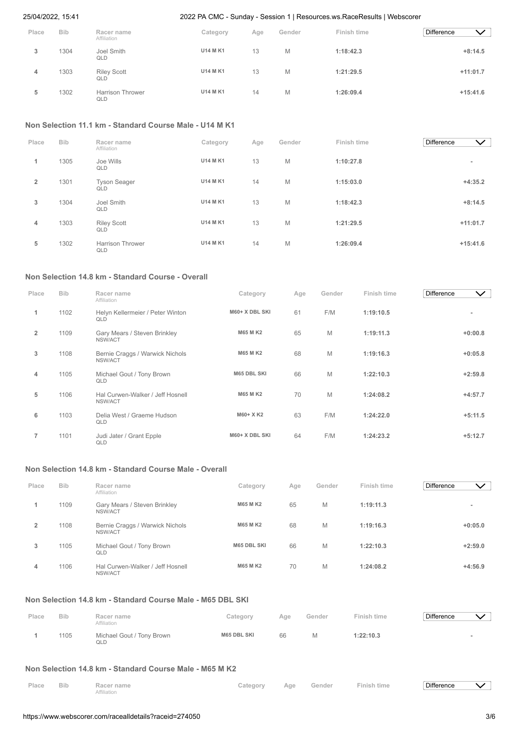| Place | Bib | Racer name<br>Affiliation | Category | Age | Gender | Finish time | Difference |
|---|---|---|---|---|---|---|---|
| 3 | 1304 | Joel Smith<br>QLD | U14 M K1 | 13 | M | 1:18:42.3 | +8:14.5 |
| 4 | 1303 | Riley Scott<br>QLD | U14 M K1 | 13 | M | 1:21:29.5 | +11:01.7 |
| 5 | 1302 | Harrison Thrower<br>QLD | U14 M K1 | 14 | M | 1:26:09.4 | +15:41.6 |

### Non Selection 11.1 km - Standard Course Male - U14 M K1

| Place | Bib | Racer name<br>Affiliation | Category | Age | Gender | Finish time | Difference |
|---|---|---|---|---|---|---|---|
| 1 | 1305 | Joe Wills<br>QLD | U14 M K1 | 13 | M | 1:10:27.8 | - |
| 2 | 1301 | Tyson Seager<br>QLD | U14 M K1 | 14 | M | 1:15:03.0 | +4:35.2 |
| 3 | 1304 | Joel Smith<br>QLD | U14 M K1 | 13 | M | 1:18:42.3 | +8:14.5 |
| 4 | 1303 | Riley Scott<br>QLD | U14 M K1 | 13 | M | 1:21:29.5 | +11:01.7 |
| 5 | 1302 | Harrison Thrower<br>QLD | U14 M K1 | 14 | M | 1:26:09.4 | +15:41.6 |

### Non Selection 14.8 km - Standard Course - Overall

| Place | Bib | Racer name<br>Affiliation | Category | Age | Gender | Finish time | Difference |
|---|---|---|---|---|---|---|---|
| 1 | 1102 | Helyn Kellermeier / Peter Winton<br>QLD | M60+ X DBL SKI | 61 | F/M | 1:19:10.5 | - |
| 2 | 1109 | Gary Mears / Steven Brinkley<br>NSW/ACT | M65 M K2 | 65 | M | 1:19:11.3 | +0:00.8 |
| 3 | 1108 | Bernie Craggs / Warwick Nichols<br>NSW/ACT | M65 M K2 | 68 | M | 1:19:16.3 | +0:05.8 |
| 4 | 1105 | Michael Gout / Tony Brown<br>QLD | M65 DBL SKI | 66 | M | 1:22:10.3 | +2:59.8 |
| 5 | 1106 | Hal Curwen-Walker / Jeff Hosnell<br>NSW/ACT | M65 M K2 | 70 | M | 1:24:08.2 | +4:57.7 |
| 6 | 1103 | Delia West / Graeme Hudson<br>QLD | M60+ X K2 | 63 | F/M | 1:24:22.0 | +5:11.5 |
| 7 | 1101 | Judi Jater / Grant Epple<br>QLD | M60+ X DBL SKI | 64 | F/M | 1:24:23.2 | +5:12.7 |

### Non Selection 14.8 km - Standard Course Male - Overall

| Place | Bib | Racer name<br>Affiliation | Category | Age | Gender | Finish time | Difference |
|---|---|---|---|---|---|---|---|
| 1 | 1109 | Gary Mears / Steven Brinkley<br>NSW/ACT | M65 M K2 | 65 | M | 1:19:11.3 | - |
| 2 | 1108 | Bernie Craggs / Warwick Nichols<br>NSW/ACT | M65 M K2 | 68 | M | 1:19:16.3 | +0:05.0 |
| 3 | 1105 | Michael Gout / Tony Brown<br>QLD | M65 DBL SKI | 66 | M | 1:22:10.3 | +2:59.0 |
| 4 | 1106 | Hal Curwen-Walker / Jeff Hosnell<br>NSW/ACT | M65 M K2 | 70 | M | 1:24:08.2 | +4:56.9 |

### Non Selection 14.8 km - Standard Course Male - M65 DBL SKI

| Place | Bib | Racer name<br>Affiliation | Category | Age | Gender | Finish time | Difference |
|---|---|---|---|---|---|---|---|
| 1 | 1105 | Michael Gout / Tony Brown<br>QLD | M65 DBL SKI | 66 | M | 1:22:10.3 | - |

### Non Selection 14.8 km - Standard Course Male - M65 M K2

| Place | Bib | Racer name<br>Affiliation | Category | Age | Gender | Finish time | Difference |
|---|---|---|---|---|---|---|---|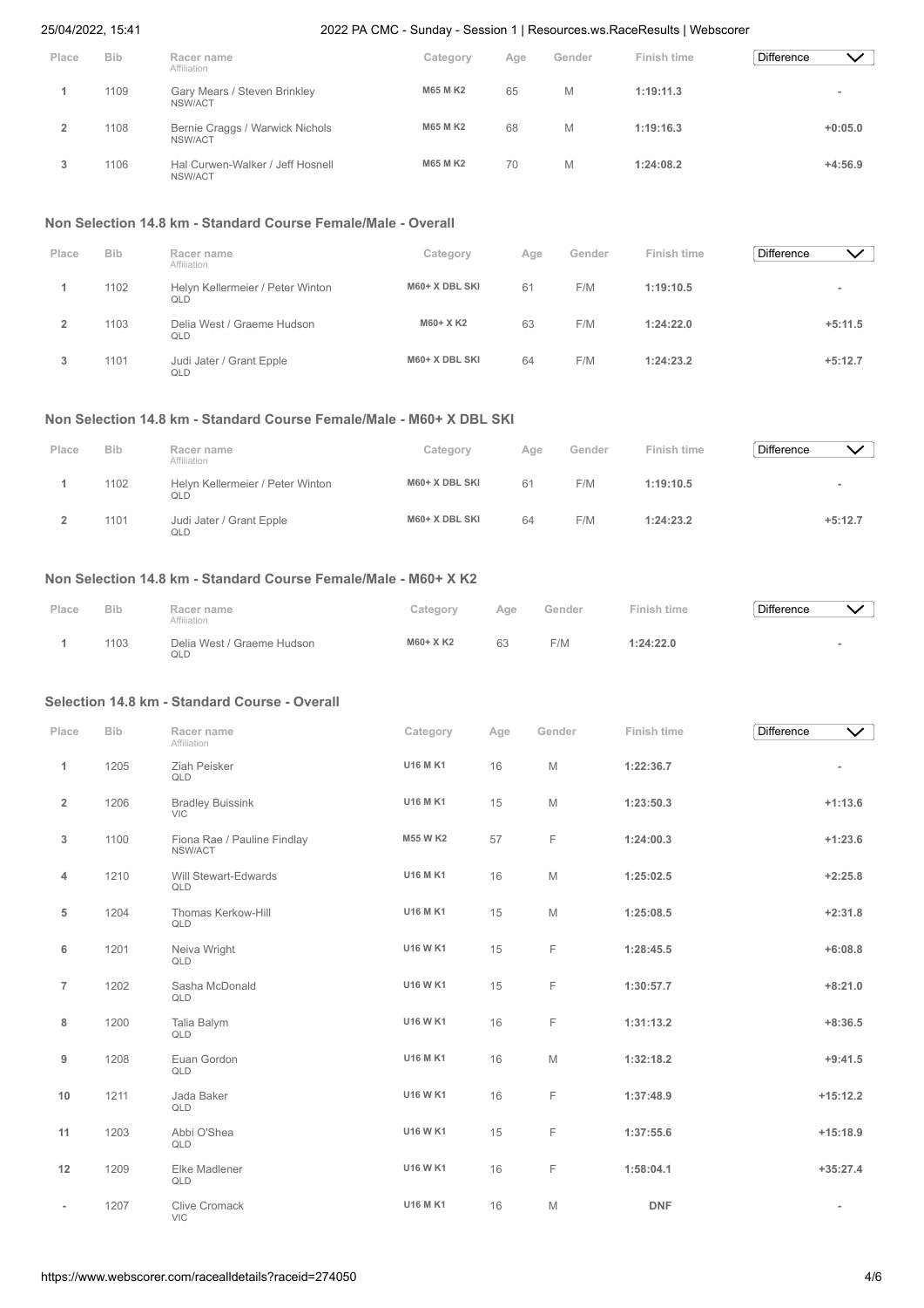| Place | Bib | Racer name<br>Affiliation | Category | Age | Gender | Finish time | Difference |
|---|---|---|---|---|---|---|---|
| 1 | 1109 | Gary Mears / Steven Brinkley<br>NSW/ACT | M65 M K2 | 65 | M | 1:19:11.3 | - |
| 2 | 1108 | Bernie Craggs / Warwick Nichols<br>NSW/ACT | M65 M K2 | 68 | M | 1:19:16.3 | +0:05.0 |
| 3 | 1106 | Hal Curwen-Walker / Jeff Hosnell<br>NSW/ACT | M65 M K2 | 70 | M | 1:24:08.2 | +4:56.9 |

### Non Selection 14.8 km - Standard Course Female/Male - Overall

| Place | Bib | Racer name<br>Affiliation | Category | Age | Gender | Finish time | Difference |
|---|---|---|---|---|---|---|---|
| 1 | 1102 | Helyn Kellermeier / Peter Winton<br>QLD | M60+ X DBL SKI | 61 | F/M | 1:19:10.5 | - |
| 2 | 1103 | Delia West / Graeme Hudson<br>QLD | M60+ X K2 | 63 | F/M | 1:24:22.0 | +5:11.5 |
| 3 | 1101 | Judi Jater / Grant Epple<br>QLD | M60+ X DBL SKI | 64 | F/M | 1:24:23.2 | +5:12.7 |

### Non Selection 14.8 km - Standard Course Female/Male - M60+ X DBL SKI

| Place | Bib | Racer name<br>Affiliation | Category | Age | Gender | Finish time | Difference |
|---|---|---|---|---|---|---|---|
| 1 | 1102 | Helyn Kellermeier / Peter Winton<br>QLD | M60+ X DBL SKI | 61 | F/M | 1:19:10.5 | - |
| 2 | 1101 | Judi Jater / Grant Epple<br>QLD | M60+ X DBL SKI | 64 | F/M | 1:24:23.2 | +5:12.7 |

### Non Selection 14.8 km - Standard Course Female/Male - M60+ X K2

| Place | Bib | Racer name<br>Affiliation | Category | Age | Gender | Finish time | Difference |
|---|---|---|---|---|---|---|---|
| 1 | 1103 | Delia West / Graeme Hudson<br>QLD | M60+ X K2 | 63 | F/M | 1:24:22.0 | - |

### Selection 14.8 km - Standard Course - Overall

| Place | Bib | Racer name<br>Affiliation | Category | Age | Gender | Finish time | Difference |
|---|---|---|---|---|---|---|---|
| 1 | 1205 | Ziah Peisker<br>QLD | U16 M K1 | 16 | M | 1:22:36.7 | - |
| 2 | 1206 | Bradley Buissink<br>VIC | U16 M K1 | 15 | M | 1:23:50.3 | +1:13.6 |
| 3 | 1100 | Fiona Rae / Pauline Findlay<br>NSW/ACT | M55 W K2 | 57 | F | 1:24:00.3 | +1:23.6 |
| 4 | 1210 | Will Stewart-Edwards<br>QLD | U16 M K1 | 16 | M | 1:25:02.5 | +2:25.8 |
| 5 | 1204 | Thomas Kerkow-Hill<br>QLD | U16 M K1 | 15 | M | 1:25:08.5 | +2:31.8 |
| 6 | 1201 | Neiva Wright<br>QLD | U16 W K1 | 15 | F | 1:28:45.5 | +6:08.8 |
| 7 | 1202 | Sasha McDonald<br>QLD | U16 W K1 | 15 | F | 1:30:57.7 | +8:21.0 |
| 8 | 1200 | Talia Balym<br>QLD | U16 W K1 | 16 | F | 1:31:13.2 | +8:36.5 |
| 9 | 1208 | Euan Gordon<br>QLD | U16 M K1 | 16 | M | 1:32:18.2 | +9:41.5 |
| 10 | 1211 | Jada Baker<br>QLD | U16 W K1 | 16 | F | 1:37:48.9 | +15:12.2 |
| 11 | 1203 | Abbi O'Shea<br>QLD | U16 W K1 | 15 | F | 1:37:55.6 | +15:18.9 |
| 12 | 1209 | Elke Madlener<br>QLD | U16 W K1 | 16 | F | 1:58:04.1 | +35:27.4 |
| - | 1207 | Clive Cromack<br>VIC | U16 M K1 | 16 | M | DNF | - |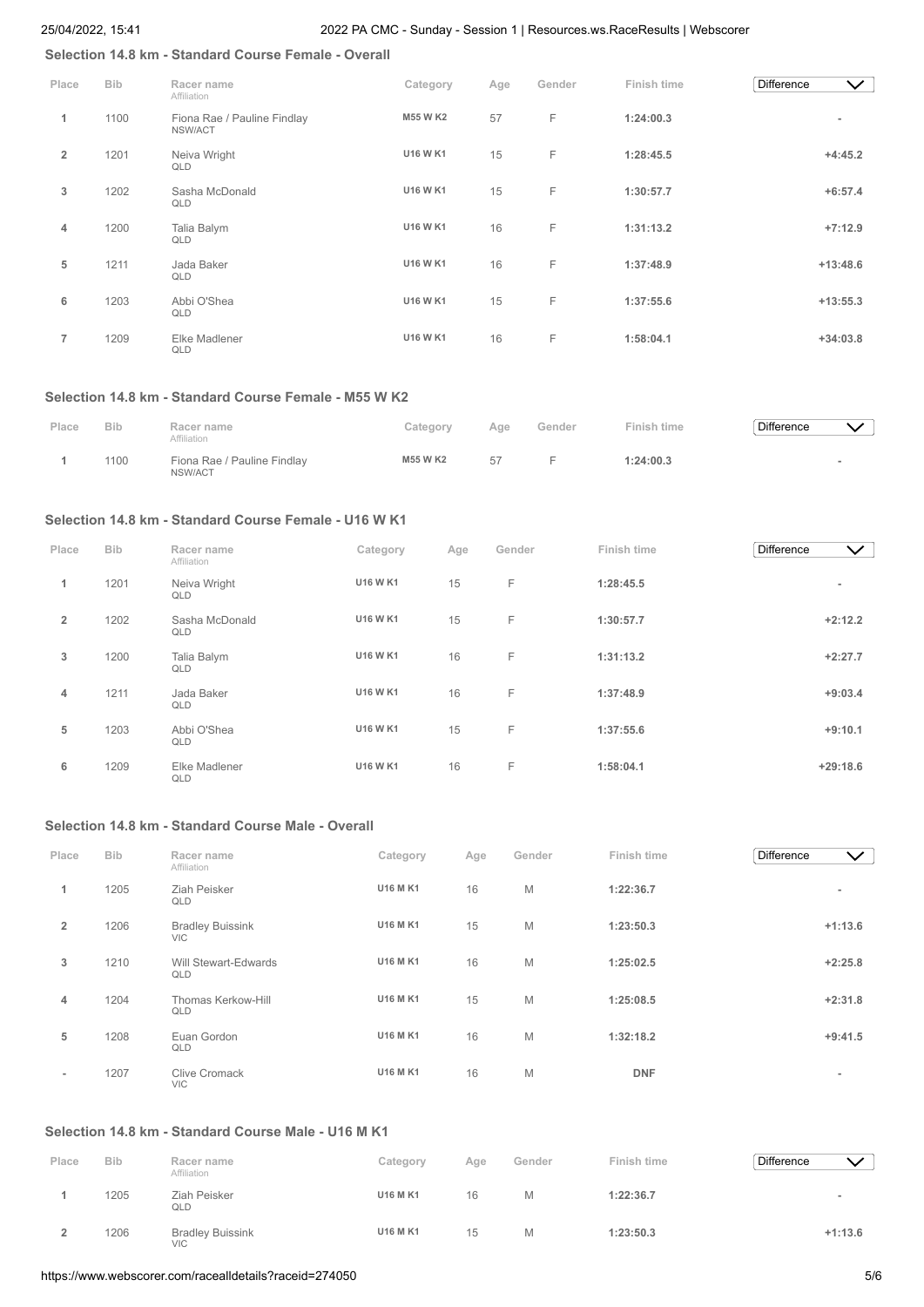### Selection 14.8 km - Standard Course Female - Overall

| Place | Bib | Racer name<br>Affiliation | Category | Age | Gender | Finish time | Difference |
|---|---|---|---|---|---|---|---|
| 1 | 1100 | Fiona Rae / Pauline Findlay<br>NSW/ACT | M55 W K2 | 57 | F | 1:24:00.3 | - |
| 2 | 1201 | Neiva Wright<br>QLD | U16 W K1 | 15 | F | 1:28:45.5 | +4:45.2 |
| 3 | 1202 | Sasha McDonald<br>QLD | U16 W K1 | 15 | F | 1:30:57.7 | +6:57.4 |
| 4 | 1200 | Talia Balym<br>QLD | U16 W K1 | 16 | F | 1:31:13.2 | +7:12.9 |
| 5 | 1211 | Jada Baker<br>QLD | U16 W K1 | 16 | F | 1:37:48.9 | +13:48.6 |
| 6 | 1203 | Abbi O'Shea<br>QLD | U16 W K1 | 15 | F | 1:37:55.6 | +13:55.3 |
| 7 | 1209 | Elke Madlener<br>QLD | U16 W K1 | 16 | F | 1:58:04.1 | +34:03.8 |

### Selection 14.8 km - Standard Course Female - M55 W K2

| Place | Bib | Racer name<br>Affiliation | Category | Age | Gender | Finish time | Difference |
|---|---|---|---|---|---|---|---|
| 1 | 1100 | Fiona Rae / Pauline Findlay<br>NSW/ACT | M55 W K2 | 57 | F | 1:24:00.3 | - |

### Selection 14.8 km - Standard Course Female - U16 W K1

| Place | Bib | Racer name<br>Affiliation | Category | Age | Gender | Finish time | Difference |
|---|---|---|---|---|---|---|---|
| 1 | 1201 | Neiva Wright<br>QLD | U16 W K1 | 15 | F | 1:28:45.5 | - |
| 2 | 1202 | Sasha McDonald<br>QLD | U16 W K1 | 15 | F | 1:30:57.7 | +2:12.2 |
| 3 | 1200 | Talia Balym<br>QLD | U16 W K1 | 16 | F | 1:31:13.2 | +2:27.7 |
| 4 | 1211 | Jada Baker<br>QLD | U16 W K1 | 16 | F | 1:37:48.9 | +9:03.4 |
| 5 | 1203 | Abbi O'Shea<br>QLD | U16 W K1 | 15 | F | 1:37:55.6 | +9:10.1 |
| 6 | 1209 | Elke Madlener<br>QLD | U16 W K1 | 16 | F | 1:58:04.1 | +29:18.6 |

### Selection 14.8 km - Standard Course Male - Overall

| Place | Bib | Racer name<br>Affiliation | Category | Age | Gender | Finish time | Difference |
|---|---|---|---|---|---|---|---|
| 1 | 1205 | Ziah Peisker<br>QLD | U16 M K1 | 16 | M | 1:22:36.7 | - |
| 2 | 1206 | Bradley Buissink<br>VIC | U16 M K1 | 15 | M | 1:23:50.3 | +1:13.6 |
| 3 | 1210 | Will Stewart-Edwards<br>QLD | U16 M K1 | 16 | M | 1:25:02.5 | +2:25.8 |
| 4 | 1204 | Thomas Kerkow-Hill<br>QLD | U16 M K1 | 15 | M | 1:25:08.5 | +2:31.8 |
| 5 | 1208 | Euan Gordon<br>QLD | U16 M K1 | 16 | M | 1:32:18.2 | +9:41.5 |
| - | 1207 | Clive Cromack<br>VIC | U16 M K1 | 16 | M | DNF | - |

### Selection 14.8 km - Standard Course Male - U16 M K1

| Place | Bib | Racer name<br>Affiliation | Category | Age | Gender | Finish time | Difference |
|---|---|---|---|---|---|---|---|
| 1 | 1205 | Ziah Peisker<br>QLD | U16 M K1 | 16 | M | 1:22:36.7 | - |
| 2 | 1206 | Bradley Buissink<br>VIC | U16 M K1 | 15 | M | 1:23:50.3 | +1:13.6 |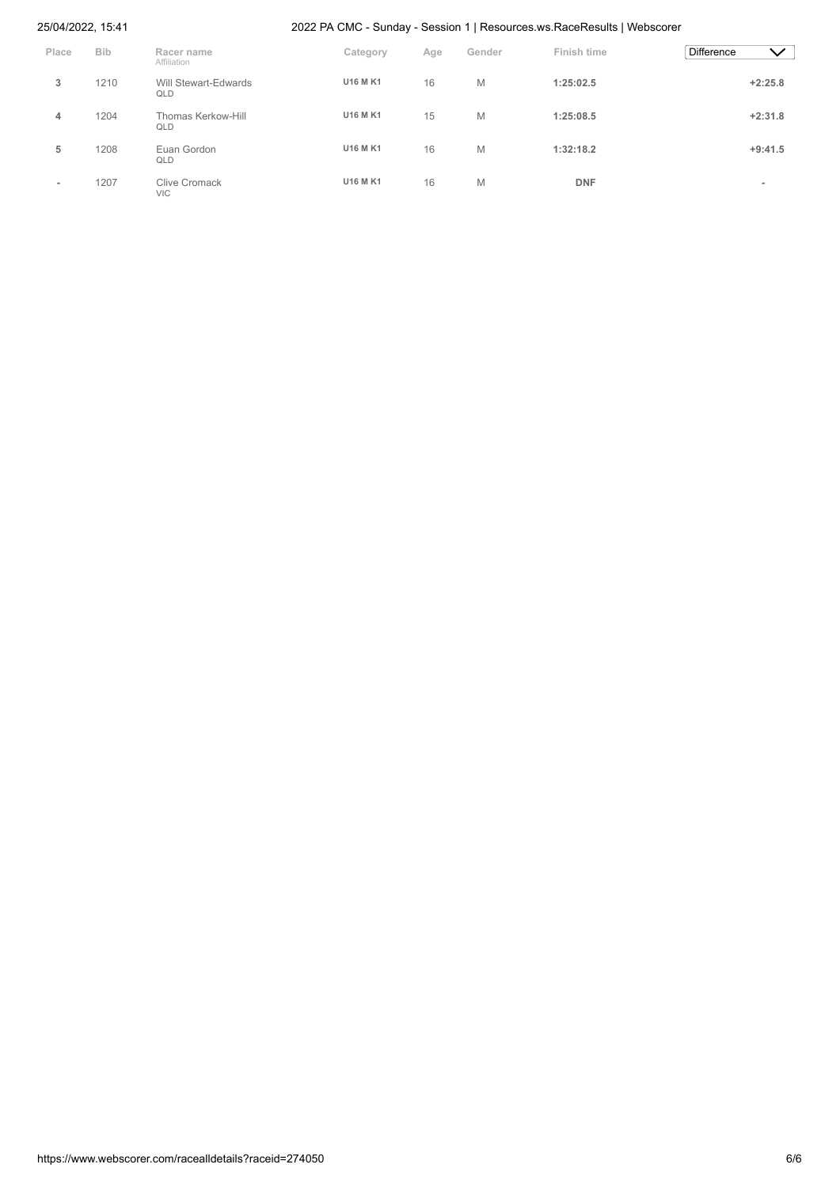| Place | Bib | Racer name<br>Affiliation | Category | Age | Gender | Finish time | Difference |
|---|---|---|---|---|---|---|---|
| 3 | 1210 | Will Stewart-Edwards<br>QLD | U16 M K1 | 16 | M | **1:25:02.5** | **+2:25.8** |
| 4 | 1204 | Thomas Kerkow-Hill<br>QLD | U16 M K1 | 15 | M | **1:25:08.5** | **+2:31.8** |
| 5 | 1208 | Euan Gordon<br>QLD | U16 M K1 | 16 | M | **1:32:18.2** | **+9:41.5** |
| - | 1207 | Clive Cromack<br>VIC | U16 M K1 | 16 | M | **DNF** | - |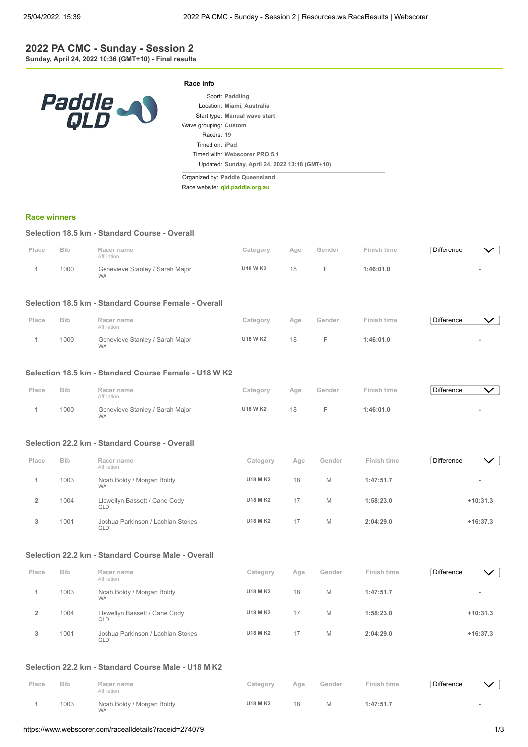# 2022 PA CMC - Sunday - Session 2

**Sunday, April 24, 2022 10:36 (GMT+10) - Final results**

**Race info**

Sport: **Paddling**
Location: **Miami, Australia**
Start type: **Manual wave start**
Wave grouping: **Custom**
Racers: **19**
Timed on: **iPad**
Timed with: **Webscorer PRO 5.1**
Updated: **Sunday, April 24, 2022 13:18 (GMT+10)**

Organized by: **Paddle Queensland**
Race website: **qld.paddle.org.au**

## Race winners

### Selection 18.5 km - Standard Course - Overall

| Place | Bib | Racer name / Affiliation | Category | Age | Gender | Finish time | Difference |
|---|---|---|---|---|---|---|---|
| 1 | 1000 | Genevieve Stanley / Sarah Major<br>WA | U18 W K2 | 18 | F | 1:46:01.0 | - |

### Selection 18.5 km - Standard Course Female - Overall

| Place | Bib | Racer name / Affiliation | Category | Age | Gender | Finish time | Difference |
|---|---|---|---|---|---|---|---|
| 1 | 1000 | Genevieve Stanley / Sarah Major<br>WA | U18 W K2 | 18 | F | 1:46:01.0 | - |

### Selection 18.5 km - Standard Course Female - U18 W K2

| Place | Bib | Racer name / Affiliation | Category | Age | Gender | Finish time | Difference |
|---|---|---|---|---|---|---|---|
| 1 | 1000 | Genevieve Stanley / Sarah Major<br>WA | U18 W K2 | 18 | F | 1:46:01.0 | - |

### Selection 22.2 km - Standard Course - Overall

| Place | Bib | Racer name / Affiliation | Category | Age | Gender | Finish time | Difference |
|---|---|---|---|---|---|---|---|
| 1 | 1003 | Noah Boldy / Morgan Boldy<br>WA | U18 M K2 | 18 | M | 1:47:51.7 | - |
| 2 | 1004 | Llewellyn Bassett / Cane Cody<br>QLD | U18 M K2 | 17 | M | 1:58:23.0 | +10:31.3 |
| 3 | 1001 | Joshua Parkinson / Lachlan Stokes<br>QLD | U18 M K2 | 17 | M | 2:04:29.0 | +16:37.3 |

### Selection 22.2 km - Standard Course Male - Overall

| Place | Bib | Racer name / Affiliation | Category | Age | Gender | Finish time | Difference |
|---|---|---|---|---|---|---|---|
| 1 | 1003 | Noah Boldy / Morgan Boldy<br>WA | U18 M K2 | 18 | M | 1:47:51.7 | - |
| 2 | 1004 | Llewellyn Bassett / Cane Cody<br>QLD | U18 M K2 | 17 | M | 1:58:23.0 | +10:31.3 |
| 3 | 1001 | Joshua Parkinson / Lachlan Stokes<br>QLD | U18 M K2 | 17 | M | 2:04:29.0 | +16:37.3 |

### Selection 22.2 km - Standard Course Male - U18 M K2

| Place | Bib | Racer name / Affiliation | Category | Age | Gender | Finish time | Difference |
|---|---|---|---|---|---|---|---|
| 1 | 1003 | Noah Boldy / Morgan Boldy<br>WA | U18 M K2 | 18 | M | 1:47:51.7 | - |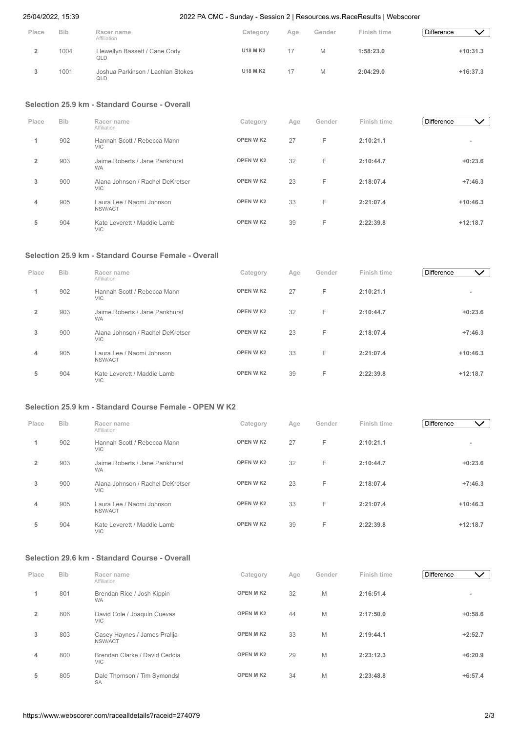| Place | Bib | Racer name<br>Affiliation | Category | Age | Gender | Finish time | Difference |
|---|---|---|---|---|---|---|---|
| 2 | 1004 | Llewellyn Bassett / Cane Cody<br>QLD | U18 M K2 | 17 | M | 1:58:23.0 | +10:31.3 |
| 3 | 1001 | Joshua Parkinson / Lachlan Stokes<br>QLD | U18 M K2 | 17 | M | 2:04:29.0 | +16:37.3 |

### Selection 25.9 km - Standard Course - Overall

| Place | Bib | Racer name<br>Affiliation | Category | Age | Gender | Finish time | Difference |
|---|---|---|---|---|---|---|---|
| 1 | 902 | Hannah Scott / Rebecca Mann<br>VIC | OPEN W K2 | 27 | F | 2:10:21.1 | - |
| 2 | 903 | Jaime Roberts / Jane Pankhurst<br>WA | OPEN W K2 | 32 | F | 2:10:44.7 | +0:23.6 |
| 3 | 900 | Alana Johnson / Rachel DeKretser<br>VIC | OPEN W K2 | 23 | F | 2:18:07.4 | +7:46.3 |
| 4 | 905 | Laura Lee / Naomi Johnson<br>NSW/ACT | OPEN W K2 | 33 | F | 2:21:07.4 | +10:46.3 |
| 5 | 904 | Kate Leverett / Maddie Lamb<br>VIC | OPEN W K2 | 39 | F | 2:22:39.8 | +12:18.7 |

### Selection 25.9 km - Standard Course Female - Overall

| Place | Bib | Racer name<br>Affiliation | Category | Age | Gender | Finish time | Difference |
|---|---|---|---|---|---|---|---|
| 1 | 902 | Hannah Scott / Rebecca Mann<br>VIC | OPEN W K2 | 27 | F | 2:10:21.1 | - |
| 2 | 903 | Jaime Roberts / Jane Pankhurst<br>WA | OPEN W K2 | 32 | F | 2:10:44.7 | +0:23.6 |
| 3 | 900 | Alana Johnson / Rachel DeKretser<br>VIC | OPEN W K2 | 23 | F | 2:18:07.4 | +7:46.3 |
| 4 | 905 | Laura Lee / Naomi Johnson<br>NSW/ACT | OPEN W K2 | 33 | F | 2:21:07.4 | +10:46.3 |
| 5 | 904 | Kate Leverett / Maddie Lamb<br>VIC | OPEN W K2 | 39 | F | 2:22:39.8 | +12:18.7 |

### Selection 25.9 km - Standard Course Female - OPEN W K2

| Place | Bib | Racer name<br>Affiliation | Category | Age | Gender | Finish time | Difference |
|---|---|---|---|---|---|---|---|
| 1 | 902 | Hannah Scott / Rebecca Mann<br>VIC | OPEN W K2 | 27 | F | 2:10:21.1 | - |
| 2 | 903 | Jaime Roberts / Jane Pankhurst<br>WA | OPEN W K2 | 32 | F | 2:10:44.7 | +0:23.6 |
| 3 | 900 | Alana Johnson / Rachel DeKretser<br>VIC | OPEN W K2 | 23 | F | 2:18:07.4 | +7:46.3 |
| 4 | 905 | Laura Lee / Naomi Johnson<br>NSW/ACT | OPEN W K2 | 33 | F | 2:21:07.4 | +10:46.3 |
| 5 | 904 | Kate Leverett / Maddie Lamb<br>VIC | OPEN W K2 | 39 | F | 2:22:39.8 | +12:18.7 |

### Selection 29.6 km - Standard Course - Overall

| Place | Bib | Racer name<br>Affiliation | Category | Age | Gender | Finish time | Difference |
|---|---|---|---|---|---|---|---|
| 1 | 801 | Brendan Rice / Josh Kippin<br>WA | OPEN M K2 | 32 | M | 2:16:51.4 | - |
| 2 | 806 | David Cole / Joaquín Cuevas<br>VIC | OPEN M K2 | 44 | M | 2:17:50.0 | +0:58.6 |
| 3 | 803 | Casey Haynes / James Pralija<br>NSW/ACT | OPEN M K2 | 33 | M | 2:19:44.1 | +2:52.7 |
| 4 | 800 | Brendan Clarke / David Ceddia<br>VIC | OPEN M K2 | 29 | M | 2:23:12.3 | +6:20.9 |
| 5 | 805 | Dale Thomson / Tim Symondsl<br>SA | OPEN M K2 | 34 | M | 2:23:48.8 | +6:57.4 |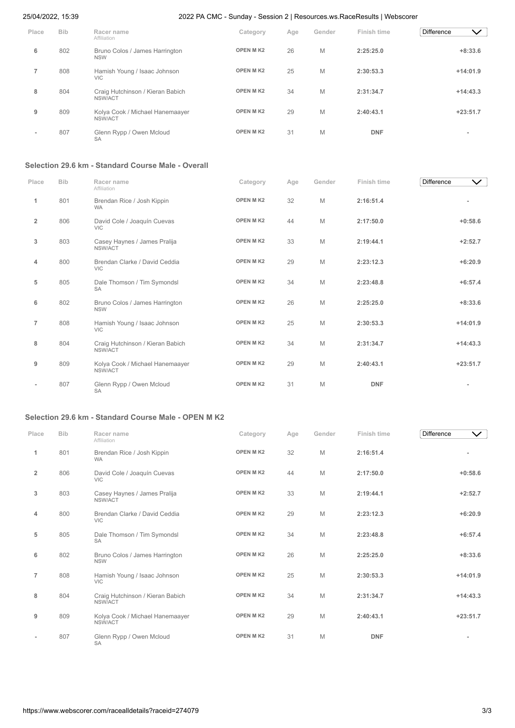| Place | Bib | Racer name<br>Affiliation | Category | Age | Gender | Finish time | Difference |
|---|---|---|---|---|---|---|---|
| 6 | 802 | Bruno Colos / James Harrington<br>NSW | OPEN M K2 | 26 | M | **2:25:25.0** | **+8:33.6** |
| 7 | 808 | Hamish Young / Isaac Johnson<br>VIC | OPEN M K2 | 25 | M | **2:30:53.3** | **+14:01.9** |
| 8 | 804 | Craig Hutchinson / Kieran Babich<br>NSW/ACT | OPEN M K2 | 34 | M | **2:31:34.7** | **+14:43.3** |
| 9 | 809 | Kolya Cook / Michael Hanemaayer<br>NSW/ACT | OPEN M K2 | 29 | M | **2:40:43.1** | **+23:51.7** |
| - | 807 | Glenn Rypp / Owen Mcloud<br>SA | OPEN M K2 | 31 | M | **DNF** | - |

### Selection 29.6 km - Standard Course Male - Overall

| Place | Bib | Racer name<br>Affiliation | Category | Age | Gender | Finish time | Difference |
|---|---|---|---|---|---|---|---|
| 1 | 801 | Brendan Rice / Josh Kippin<br>WA | OPEN M K2 | 32 | M | **2:16:51.4** | - |
| 2 | 806 | David Cole / Joaquín Cuevas<br>VIC | OPEN M K2 | 44 | M | **2:17:50.0** | **+0:58.6** |
| 3 | 803 | Casey Haynes / James Pralija<br>NSW/ACT | OPEN M K2 | 33 | M | **2:19:44.1** | **+2:52.7** |
| 4 | 800 | Brendan Clarke / David Ceddia<br>VIC | OPEN M K2 | 29 | M | **2:23:12.3** | **+6:20.9** |
| 5 | 805 | Dale Thomson / Tim Symondsl<br>SA | OPEN M K2 | 34 | M | **2:23:48.8** | **+6:57.4** |
| 6 | 802 | Bruno Colos / James Harrington<br>NSW | OPEN M K2 | 26 | M | **2:25:25.0** | **+8:33.6** |
| 7 | 808 | Hamish Young / Isaac Johnson<br>VIC | OPEN M K2 | 25 | M | **2:30:53.3** | **+14:01.9** |
| 8 | 804 | Craig Hutchinson / Kieran Babich<br>NSW/ACT | OPEN M K2 | 34 | M | **2:31:34.7** | **+14:43.3** |
| 9 | 809 | Kolya Cook / Michael Hanemaayer<br>NSW/ACT | OPEN M K2 | 29 | M | **2:40:43.1** | **+23:51.7** |
| - | 807 | Glenn Rypp / Owen Mcloud<br>SA | OPEN M K2 | 31 | M | **DNF** | - |

### Selection 29.6 km - Standard Course Male - OPEN M K2

| Place | Bib | Racer name<br>Affiliation | Category | Age | Gender | Finish time | Difference |
|---|---|---|---|---|---|---|---|
| 1 | 801 | Brendan Rice / Josh Kippin<br>WA | OPEN M K2 | 32 | M | **2:16:51.4** | - |
| 2 | 806 | David Cole / Joaquín Cuevas<br>VIC | OPEN M K2 | 44 | M | **2:17:50.0** | **+0:58.6** |
| 3 | 803 | Casey Haynes / James Pralija<br>NSW/ACT | OPEN M K2 | 33 | M | **2:19:44.1** | **+2:52.7** |
| 4 | 800 | Brendan Clarke / David Ceddia<br>VIC | OPEN M K2 | 29 | M | **2:23:12.3** | **+6:20.9** |
| 5 | 805 | Dale Thomson / Tim Symondsl<br>SA | OPEN M K2 | 34 | M | **2:23:48.8** | **+6:57.4** |
| 6 | 802 | Bruno Colos / James Harrington<br>NSW | OPEN M K2 | 26 | M | **2:25:25.0** | **+8:33.6** |
| 7 | 808 | Hamish Young / Isaac Johnson<br>VIC | OPEN M K2 | 25 | M | **2:30:53.3** | **+14:01.9** |
| 8 | 804 | Craig Hutchinson / Kieran Babich<br>NSW/ACT | OPEN M K2 | 34 | M | **2:31:34.7** | **+14:43.3** |
| 9 | 809 | Kolya Cook / Michael Hanemaayer<br>NSW/ACT | OPEN M K2 | 29 | M | **2:40:43.1** | **+23:51.7** |
| - | 807 | Glenn Rypp / Owen Mcloud<br>SA | OPEN M K2 | 31 | M | **DNF** | - |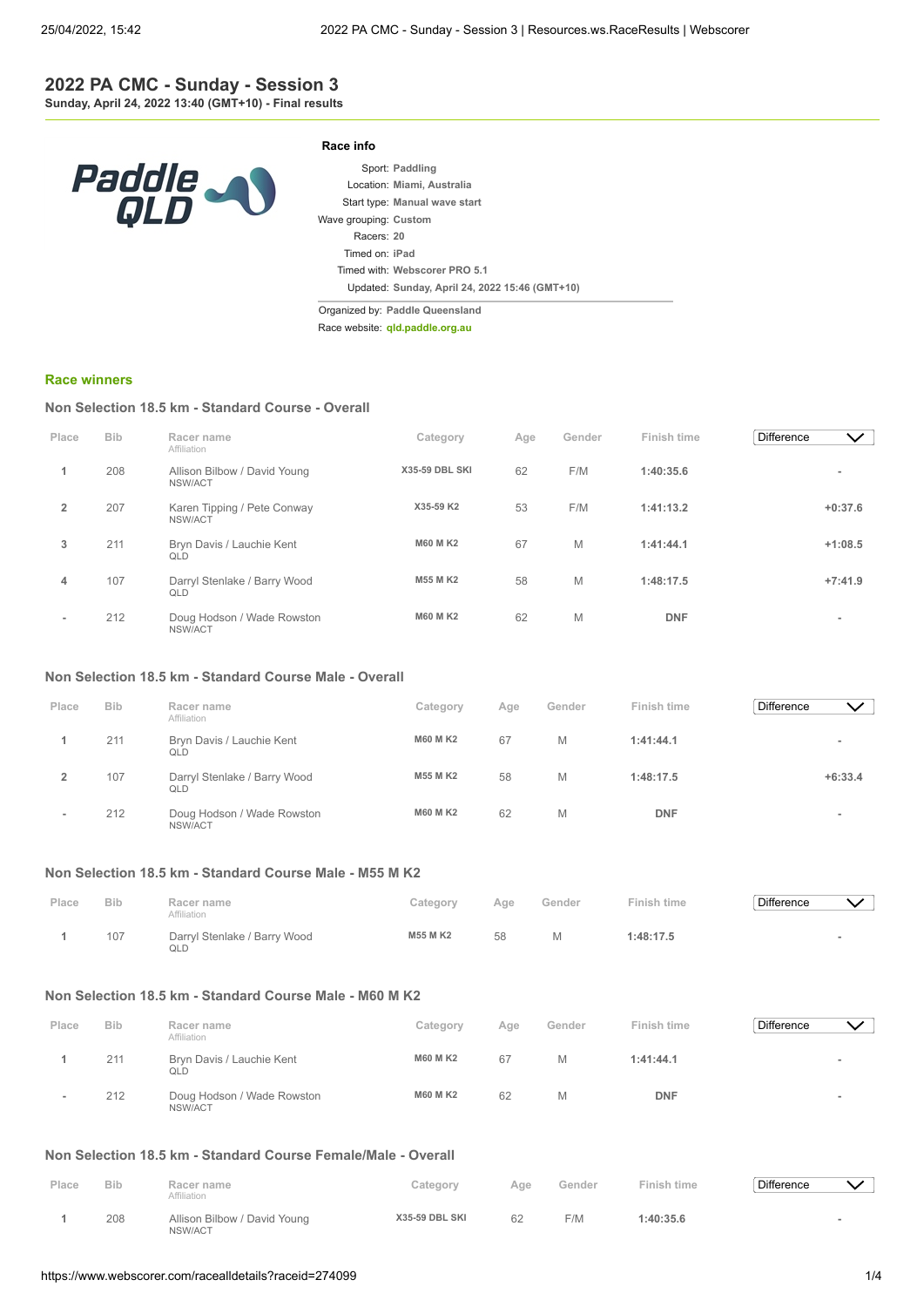# 2022 PA CMC - Sunday - Session 3

**Sunday, April 24, 2022 13:40 (GMT+10) - Final results**

### Race info

Sport: **Paddling**
Location: **Miami, Australia**
Start type: **Manual wave start**
Wave grouping: **Custom**
Racers: **20**
Timed on: **iPad**
Timed with: **Webscorer PRO 5.1**
Updated: **Sunday, April 24, 2022 15:46 (GMT+10)**

Organized by: **Paddle Queensland**
Race website: **qld.paddle.org.au**

## Race winners

### Non Selection 18.5 km - Standard Course - Overall

| Place | Bib | Racer name / Affiliation | Category | Age | Gender | Finish time | Difference |
|---|---|---|---|---|---|---|---|
| 1 | 208 | Allison Bilbow / David Young<br>NSW/ACT | X35-59 DBL SKI | 62 | F/M | 1:40:35.6 | - |
| 2 | 207 | Karen Tipping / Pete Conway<br>NSW/ACT | X35-59 K2 | 53 | F/M | 1:41:13.2 | +0:37.6 |
| 3 | 211 | Bryn Davis / Lauchie Kent<br>QLD | M60 M K2 | 67 | M | 1:41:44.1 | +1:08.5 |
| 4 | 107 | Darryl Stenlake / Barry Wood<br>QLD | M55 M K2 | 58 | M | 1:48:17.5 | +7:41.9 |
| - | 212 | Doug Hodson / Wade Rowston<br>NSW/ACT | M60 M K2 | 62 | M | DNF | - |

### Non Selection 18.5 km - Standard Course Male - Overall

| Place | Bib | Racer name / Affiliation | Category | Age | Gender | Finish time | Difference |
|---|---|---|---|---|---|---|---|
| 1 | 211 | Bryn Davis / Lauchie Kent<br>QLD | M60 M K2 | 67 | M | 1:41:44.1 | - |
| 2 | 107 | Darryl Stenlake / Barry Wood<br>QLD | M55 M K2 | 58 | M | 1:48:17.5 | +6:33.4 |
| - | 212 | Doug Hodson / Wade Rowston<br>NSW/ACT | M60 M K2 | 62 | M | DNF | - |

### Non Selection 18.5 km - Standard Course Male - M55 M K2

| Place | Bib | Racer name / Affiliation | Category | Age | Gender | Finish time | Difference |
|---|---|---|---|---|---|---|---|
| 1 | 107 | Darryl Stenlake / Barry Wood<br>QLD | M55 M K2 | 58 | M | 1:48:17.5 | - |

### Non Selection 18.5 km - Standard Course Male - M60 M K2

| Place | Bib | Racer name / Affiliation | Category | Age | Gender | Finish time | Difference |
|---|---|---|---|---|---|---|---|
| 1 | 211 | Bryn Davis / Lauchie Kent<br>QLD | M60 M K2 | 67 | M | 1:41:44.1 | - |
| - | 212 | Doug Hodson / Wade Rowston<br>NSW/ACT | M60 M K2 | 62 | M | DNF | - |

### Non Selection 18.5 km - Standard Course Female/Male - Overall

| Place | Bib | Racer name / Affiliation | Category | Age | Gender | Finish time | Difference |
|---|---|---|---|---|---|---|---|
| 1 | 208 | Allison Bilbow / David Young<br>NSW/ACT | X35-59 DBL SKI | 62 | F/M | 1:40:35.6 | - |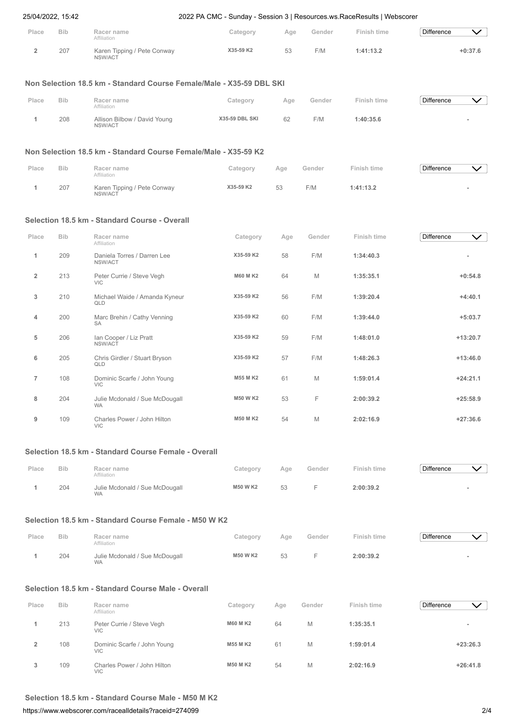| Place | Bib | Racer name<br>Affiliation | Category | Age | Gender | Finish time | Difference |
|---|---|---|---|---|---|---|---|
| 2 | 207 | Karen Tipping / Pete Conway<br>NSW/ACT | X35-59 K2 | 53 | F/M | 1:41:13.2 | +0:37.6 |

### Non Selection 18.5 km - Standard Course Female/Male - X35-59 DBL SKI

| Place | Bib | Racer name<br>Affiliation | Category | Age | Gender | Finish time | Difference |
|---|---|---|---|---|---|---|---|
| 1 | 208 | Allison Bilbow / David Young<br>NSW/ACT | X35-59 DBL SKI | 62 | F/M | 1:40:35.6 | - |

### Non Selection 18.5 km - Standard Course Female/Male - X35-59 K2

| Place | Bib | Racer name<br>Affiliation | Category | Age | Gender | Finish time | Difference |
|---|---|---|---|---|---|---|---|
| 1 | 207 | Karen Tipping / Pete Conway<br>NSW/ACT | X35-59 K2 | 53 | F/M | 1:41:13.2 | - |

### Selection 18.5 km - Standard Course - Overall

| Place | Bib | Racer name<br>Affiliation | Category | Age | Gender | Finish time | Difference |
|---|---|---|---|---|---|---|---|
| 1 | 209 | Daniela Torres / Darren Lee<br>NSW/ACT | X35-59 K2 | 58 | F/M | 1:34:40.3 | - |
| 2 | 213 | Peter Currie / Steve Vegh<br>VIC | M60 M K2 | 64 | M | 1:35:35.1 | +0:54.8 |
| 3 | 210 | Michael Waide / Amanda Kyneur<br>QLD | X35-59 K2 | 56 | F/M | 1:39:20.4 | +4:40.1 |
| 4 | 200 | Marc Brehin / Cathy Venning<br>SA | X35-59 K2 | 60 | F/M | 1:39:44.0 | +5:03.7 |
| 5 | 206 | Ian Cooper / Liz Pratt<br>NSW/ACT | X35-59 K2 | 59 | F/M | 1:48:01.0 | +13:20.7 |
| 6 | 205 | Chris Girdler / Stuart Bryson<br>QLD | X35-59 K2 | 57 | F/M | 1:48:26.3 | +13:46.0 |
| 7 | 108 | Dominic Scarfe / John Young<br>VIC | M55 M K2 | 61 | M | 1:59:01.4 | +24:21.1 |
| 8 | 204 | Julie Mcdonald / Sue McDougall<br>WA | M50 W K2 | 53 | F | 2:00:39.2 | +25:58.9 |
| 9 | 109 | Charles Power / John Hilton<br>VIC | M50 M K2 | 54 | M | 2:02:16.9 | +27:36.6 |

### Selection 18.5 km - Standard Course Female - Overall

| Place | Bib | Racer name<br>Affiliation | Category | Age | Gender | Finish time | Difference |
|---|---|---|---|---|---|---|---|
| 1 | 204 | Julie Mcdonald / Sue McDougall<br>WA | M50 W K2 | 53 | F | 2:00:39.2 | - |

### Selection 18.5 km - Standard Course Female - M50 W K2

| Place | Bib | Racer name<br>Affiliation | Category | Age | Gender | Finish time | Difference |
|---|---|---|---|---|---|---|---|
| 1 | 204 | Julie Mcdonald / Sue McDougall<br>WA | M50 W K2 | 53 | F | 2:00:39.2 | - |

### Selection 18.5 km - Standard Course Male - Overall

| Place | Bib | Racer name<br>Affiliation | Category | Age | Gender | Finish time | Difference |
|---|---|---|---|---|---|---|---|
| 1 | 213 | Peter Currie / Steve Vegh<br>VIC | M60 M K2 | 64 | M | 1:35:35.1 | - |
| 2 | 108 | Dominic Scarfe / John Young<br>VIC | M55 M K2 | 61 | M | 1:59:01.4 | +23:26.3 |
| 3 | 109 | Charles Power / John Hilton<br>VIC | M50 M K2 | 54 | M | 2:02:16.9 | +26:41.8 |

### Selection 18.5 km - Standard Course Male - M50 M K2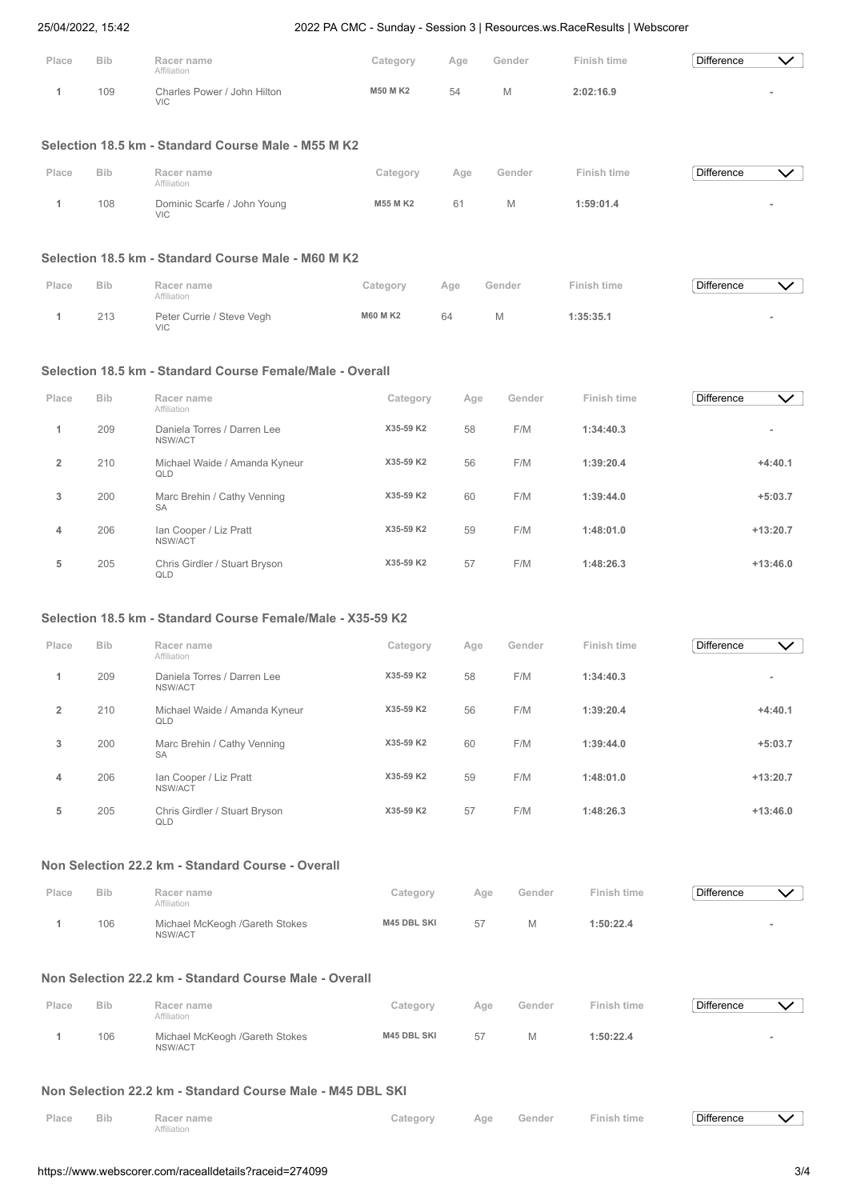| Place | Bib | Racer name<br>Affiliation | Category | Age | Gender | Finish time | Difference |
|---|---|---|---|---|---|---|---|
| 1 | 109 | Charles Power / John Hilton<br>VIC | M50 M K2 | 54 | M | 2:02:16.9 | - |

### Selection 18.5 km - Standard Course Male - M55 M K2

| Place | Bib | Racer name<br>Affiliation | Category | Age | Gender | Finish time | Difference |
|---|---|---|---|---|---|---|---|
| 1 | 108 | Dominic Scarfe / John Young<br>VIC | M55 M K2 | 61 | M | 1:59:01.4 | - |

### Selection 18.5 km - Standard Course Male - M60 M K2

| Place | Bib | Racer name<br>Affiliation | Category | Age | Gender | Finish time | Difference |
|---|---|---|---|---|---|---|---|
| 1 | 213 | Peter Currie / Steve Vegh<br>VIC | M60 M K2 | 64 | M | 1:35:35.1 | - |

### Selection 18.5 km - Standard Course Female/Male - Overall

| Place | Bib | Racer name<br>Affiliation | Category | Age | Gender | Finish time | Difference |
|---|---|---|---|---|---|---|---|
| 1 | 209 | Daniela Torres / Darren Lee<br>NSW/ACT | X35-59 K2 | 58 | F/M | 1:34:40.3 | - |
| 2 | 210 | Michael Waide / Amanda Kyneur<br>QLD | X35-59 K2 | 56 | F/M | 1:39:20.4 | +4:40.1 |
| 3 | 200 | Marc Brehin / Cathy Venning<br>SA | X35-59 K2 | 60 | F/M | 1:39:44.0 | +5:03.7 |
| 4 | 206 | Ian Cooper / Liz Pratt<br>NSW/ACT | X35-59 K2 | 59 | F/M | 1:48:01.0 | +13:20.7 |
| 5 | 205 | Chris Girdler / Stuart Bryson<br>QLD | X35-59 K2 | 57 | F/M | 1:48:26.3 | +13:46.0 |

### Selection 18.5 km - Standard Course Female/Male - X35-59 K2

| Place | Bib | Racer name<br>Affiliation | Category | Age | Gender | Finish time | Difference |
|---|---|---|---|---|---|---|---|
| 1 | 209 | Daniela Torres / Darren Lee<br>NSW/ACT | X35-59 K2 | 58 | F/M | 1:34:40.3 | - |
| 2 | 210 | Michael Waide / Amanda Kyneur<br>QLD | X35-59 K2 | 56 | F/M | 1:39:20.4 | +4:40.1 |
| 3 | 200 | Marc Brehin / Cathy Venning<br>SA | X35-59 K2 | 60 | F/M | 1:39:44.0 | +5:03.7 |
| 4 | 206 | Ian Cooper / Liz Pratt<br>NSW/ACT | X35-59 K2 | 59 | F/M | 1:48:01.0 | +13:20.7 |
| 5 | 205 | Chris Girdler / Stuart Bryson<br>QLD | X35-59 K2 | 57 | F/M | 1:48:26.3 | +13:46.0 |

### Non Selection 22.2 km - Standard Course - Overall

| Place | Bib | Racer name<br>Affiliation | Category | Age | Gender | Finish time | Difference |
|---|---|---|---|---|---|---|---|
| 1 | 106 | Michael McKeogh /Gareth Stokes<br>NSW/ACT | M45 DBL SKI | 57 | M | 1:50:22.4 | - |

### Non Selection 22.2 km - Standard Course Male - Overall

| Place | Bib | Racer name<br>Affiliation | Category | Age | Gender | Finish time | Difference |
|---|---|---|---|---|---|---|---|
| 1 | 106 | Michael McKeogh /Gareth Stokes<br>NSW/ACT | M45 DBL SKI | 57 | M | 1:50:22.4 | - |

### Non Selection 22.2 km - Standard Course Male - M45 DBL SKI

| Place | Bib | Racer name<br>Affiliation | Category | Age | Gender | Finish time | Difference |
|---|---|---|---|---|---|---|---|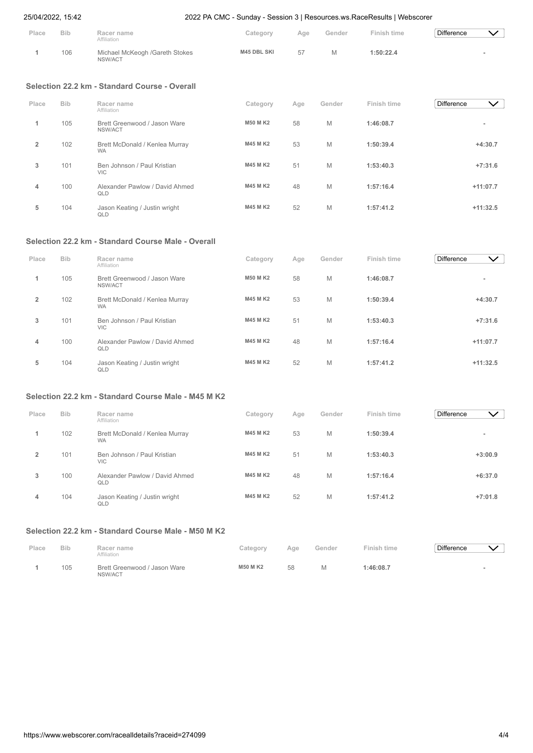| Place | Bib | Racer name<br>Affiliation | Category | Age | Gender | Finish time | Difference |
|---|---|---|---|---|---|---|---|
| 1 | 106 | Michael McKeogh /Gareth Stokes<br>NSW/ACT | M45 DBL SKI | 57 | M | 1:50:22.4 | - |

### Selection 22.2 km - Standard Course - Overall

| Place | Bib | Racer name<br>Affiliation | Category | Age | Gender | Finish time | Difference |
|---|---|---|---|---|---|---|---|
| 1 | 105 | Brett Greenwood / Jason Ware<br>NSW/ACT | M50 M K2 | 58 | M | 1:46:08.7 | - |
| 2 | 102 | Brett McDonald / Kenlea Murray<br>WA | M45 M K2 | 53 | M | 1:50:39.4 | +4:30.7 |
| 3 | 101 | Ben Johnson / Paul Kristian<br>VIC | M45 M K2 | 51 | M | 1:53:40.3 | +7:31.6 |
| 4 | 100 | Alexander Pawlow / David Ahmed<br>QLD | M45 M K2 | 48 | M | 1:57:16.4 | +11:07.7 |
| 5 | 104 | Jason Keating / Justin wright<br>QLD | M45 M K2 | 52 | M | 1:57:41.2 | +11:32.5 |

### Selection 22.2 km - Standard Course Male - Overall

| Place | Bib | Racer name<br>Affiliation | Category | Age | Gender | Finish time | Difference |
|---|---|---|---|---|---|---|---|
| 1 | 105 | Brett Greenwood / Jason Ware<br>NSW/ACT | M50 M K2 | 58 | M | 1:46:08.7 | - |
| 2 | 102 | Brett McDonald / Kenlea Murray<br>WA | M45 M K2 | 53 | M | 1:50:39.4 | +4:30.7 |
| 3 | 101 | Ben Johnson / Paul Kristian<br>VIC | M45 M K2 | 51 | M | 1:53:40.3 | +7:31.6 |
| 4 | 100 | Alexander Pawlow / David Ahmed<br>QLD | M45 M K2 | 48 | M | 1:57:16.4 | +11:07.7 |
| 5 | 104 | Jason Keating / Justin wright<br>QLD | M45 M K2 | 52 | M | 1:57:41.2 | +11:32.5 |

### Selection 22.2 km - Standard Course Male - M45 M K2

| Place | Bib | Racer name<br>Affiliation | Category | Age | Gender | Finish time | Difference |
|---|---|---|---|---|---|---|---|
| 1 | 102 | Brett McDonald / Kenlea Murray<br>WA | M45 M K2 | 53 | M | 1:50:39.4 | - |
| 2 | 101 | Ben Johnson / Paul Kristian<br>VIC | M45 M K2 | 51 | M | 1:53:40.3 | +3:00.9 |
| 3 | 100 | Alexander Pawlow / David Ahmed<br>QLD | M45 M K2 | 48 | M | 1:57:16.4 | +6:37.0 |
| 4 | 104 | Jason Keating / Justin wright<br>QLD | M45 M K2 | 52 | M | 1:57:41.2 | +7:01.8 |

### Selection 22.2 km - Standard Course Male - M50 M K2

| Place | Bib | Racer name<br>Affiliation | Category | Age | Gender | Finish time | Difference |
|---|---|---|---|---|---|---|---|
| 1 | 105 | Brett Greenwood / Jason Ware<br>NSW/ACT | M50 M K2 | 58 | M | 1:46:08.7 | - |